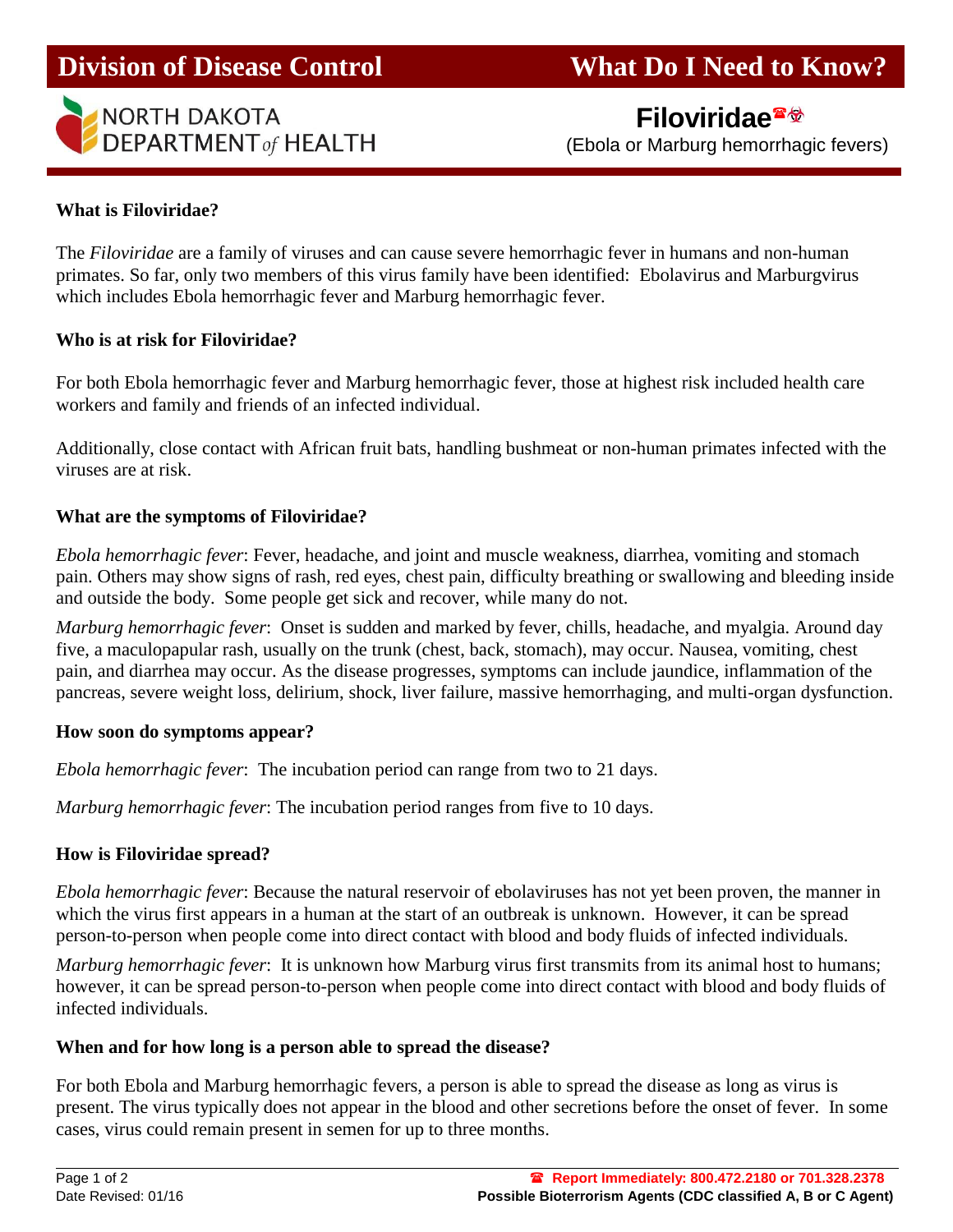# Division of Discase Control — What Do I Need to Know?

NORTH DAKOTA DEPARTMENT *of* HEALTH

## Filoviridae☎☣

(Ebola or Marburg hemorrhagic fevers)

### What is Filoviridae?

The *Filoviridae* are a family of viruses and can cause severe hemorrhagic fever in humans and non-human primates. So far, only two members of this virus family have been identified: Ebolavirus and Marburgvirus which includes Ebola hemorrhagic fever and Marburg hemorrhagic fever.

### Who is at risk for Filoviridae?

For both Ebola hemorrhagic fever and Marburg hemorrhagic fever, those at highest risk included health care workers and family and friends of an infected individual.

Additionally, close contact with African fruit bats, handling bushmeat or non-human primates infected with the viruses are at risk.

### What are the symptoms of Filoviridae?

*Ebola hemorrhagic fever*: Fever, headache, and joint and muscle weakness, diarrhea, vomiting and stomach pain. Others may show signs of rash, red eyes, chest pain, difficulty breathing or swallowing and bleeding inside and outside the body. Some people get sick and recover, while many do not.

*Marburg hemorrhagic fever*: Onset is sudden and marked by fever, chills, headache, and myalgia. Around day five, a maculopapular rash, usually on the trunk (chest, back, stomach), may occur. Nausea, vomiting, chest pain, and diarrhea may occur. As the disease progresses, symptoms can include jaundice, inflammation of the pancreas, severe weight loss, delirium, shock, liver failure, massive hemorrhaging, and multi-organ dysfunction.

### How soon do symptoms appear?

*Ebola hemorrhagic fever*: The incubation period can range from two to 21 days.

*Marburg hemorrhagic fever*: The incubation period ranges from five to 10 days.

### How is Filoviridae spread?

*Ebola hemorrhagic fever*: Because the natural reservoir of ebolaviruses has not yet been proven, the manner in which the virus first appears in a human at the start of an outbreak is unknown. However, it can be spread person-to-person when people come into direct contact with blood and body fluids of infected individuals.

*Marburg hemorrhagic fever*: It is unknown how Marburg virus first transmits from its animal host to humans; however, it can be spread person-to-person when people come into direct contact with blood and body fluids of infected individuals.

### When and for how long is a person able to spread the disease?

For both Ebola and Marburg hemorrhagic fevers, a person is able to spread the disease as long as virus is present. The virus typically does not appear in the blood and other secretions before the onset of fever. In some cases, virus could remain present in semen for up to three months.

Date Revised: 01/16

☎ **Report Immediately: 800.472.2180 or 701.328.2378**

**Possible Bioterrorism Agents (CDC classified A, B or C Agent)**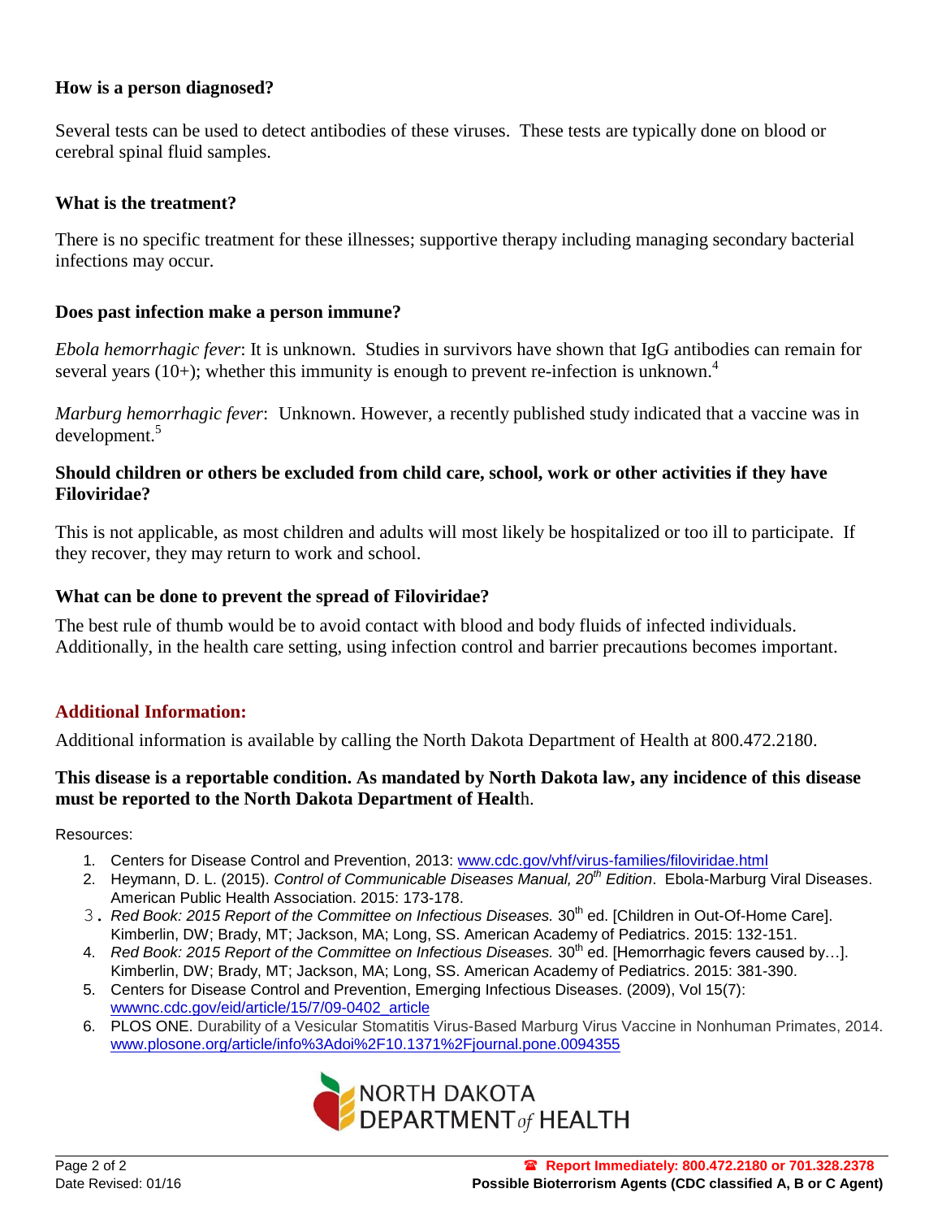### How is a person diagnosed?

Several tests can be used to detect antibodies of these viruses. These tests are typically done on blood or cerebral spinal fluid samples.

### What is the treatment?

There is no specific treatment for these illnesses; supportive therapy including managing secondary bacterial infections may occur.

### Does past infection make a person immune?

*Ebola hemorrhagic fever*: It is unknown. Studies in survivors have shown that IgG antibodies can remain for several years (10+); whether this immunity is enough to prevent re-infection is unknown.[4]

*Marburg hemorrhagic fever*: Unknown. However, a recently published study indicated that a vaccine was in development.[5]

### Should children or others be excluded from child care, school, work or other activities if they have Filoviridae?

This is not applicable, as most children and adults will most likely be hospitalized or too ill to participate. If they recover, they may return to work and school.

### What can be done to prevent the spread of Filoviridae?

The best rule of thumb would be to avoid contact with blood and body fluids of infected individuals. Additionally, in the health care setting, using infection control and barrier precautions becomes important.

## Additional Information:

Additional information is available by calling the North Dakota Department of Health at 800.472.2180.

**This disease is a reportable condition. As mandated by North Dakota law, any incidence of this disease must be reported to the North Dakota Department of Health.**

Resources:

1. Centers for Disease Control and Prevention, 2013: www.cdc.gov/vhf/virus-families/filoviridae.html
2. Heymann, D. L. (2015). *Control of Communicable Diseases Manual, 20th Edition*. Ebola-Marburg Viral Diseases. American Public Health Association. 2015: 173-178.
3. *Red Book: 2015 Report of the Committee on Infectious Diseases.* 30th ed. [Children in Out-Of-Home Care]. Kimberlin, DW; Brady, MT; Jackson, MA; Long, SS. American Academy of Pediatrics. 2015: 132-151.
4. *Red Book: 2015 Report of the Committee on Infectious Diseases.* 30th ed. [Hemorrhagic fevers caused by…]. Kimberlin, DW; Brady, MT; Jackson, MA; Long, SS. American Academy of Pediatrics. 2015: 381-390.
5. Centers for Disease Control and Prevention, Emerging Infectious Diseases. (2009), Vol 15(7): wwwnc.cdc.gov/eid/article/15/7/09-0402_article
6. PLOS ONE. Durability of a Vesicular Stomatitis Virus-Based Marburg Virus Vaccine in Nonhuman Primates, 2014. www.plosone.org/article/info%3Adoi%2F10.1371%2Fjournal.pone.0094355

NORTH DAKOTA DEPARTMENT *of* HEALTH

Date Revised: 01/16

☎ Report Immediately: 800.472.2180 or 701.328.2378

**Possible Bioterrorism Agents (CDC classified A, B or C Agent)**